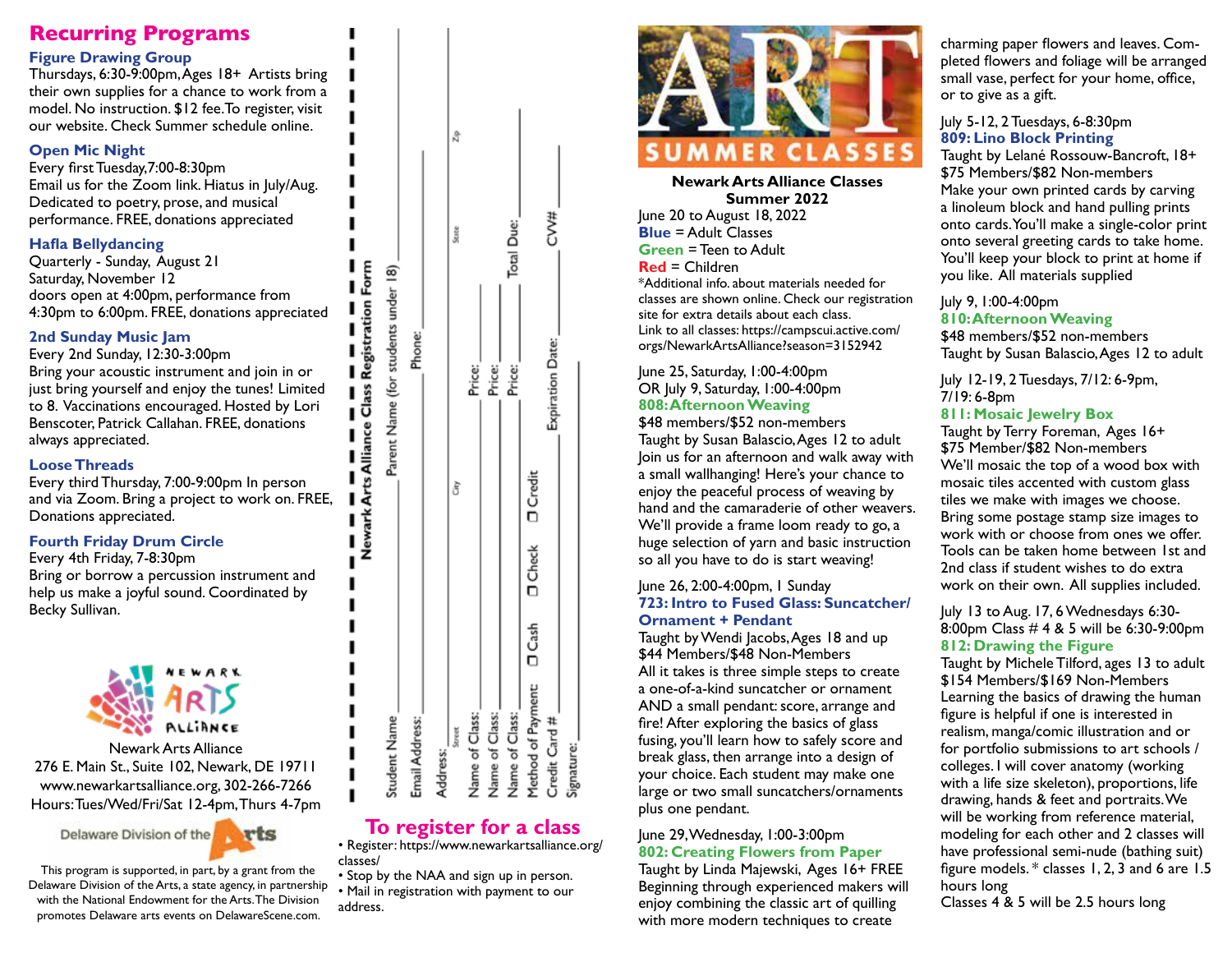# Recurring Programs

### Figure Drawing Group

Thursdays, 6:30-9:00pm, Ages 18+ Artists bring their own supplies for a chance to work from a model. No instruction. $12 fee. To register, visit our website. Check Summer schedule online.

### Open Mic Night

Every first Tuesday, 7:00-8:30pm
Email us for the Zoom link. Hiatus in July/Aug. Dedicated to poetry, prose, and musical performance. FREE, donations appreciated

### Hafla Bellydancing

Quarterly - Sunday, August 21
Saturday, November 12
doors open at 4:00pm, performance from 4:30pm to 6:00pm. FREE, donations appreciated

### 2nd Sunday Music Jam

Every 2nd Sunday, 12:30-3:00pm
Bring your acoustic instrument and join in or just bring yourself and enjoy the tunes! Limited to 8. Vaccinations encouraged. Hosted by Lori Benscoter, Patrick Callahan. FREE, donations always appreciated.

### Loose Threads

Every third Thursday, 7:00-9:00pm In person and via Zoom. Bring a project to work on. FREE, Donations appreciated.

### Fourth Friday Drum Circle

Every 4th Friday, 7-8:30pm
Bring or borrow a percussion instrument and help us make a joyful sound. Coordinated by Becky Sullivan.

NEWARK ARTS ALLIANCE

Newark Arts Alliance
276 E. Main St., Suite 102, Newark, DE 19711
www.newarkartsalliance.org, 302-266-7266
Hours: Tues/Wed/Fri/Sat 12-4pm, Thurs 4-7pm

Delaware Division of the Arts

This program is supported, in part, by a grant from the Delaware Division of the Arts, a state agency, in partnership with the National Endowment for the Arts. The Division promotes Delaware arts events on DelawareScene.com.

## Newark Arts Alliance Class Registration Form

Student Name ____________ Parent Name (for students under 18) ____________

Email Address: ____________ Phone: ____________

Address: ____________ Street ____________ City ____________ State ____________ Zip

Name of Class: ____________ Price: ____________

Name of Class: ____________ Price: ____________

Name of Class: ____________ Price: ____________ Total Due: ____________

Method of Payment: ☐ Cash ☐ Check ☐ Credit

Credit Card # ____________ Expiration Date: ____________ CVV# ____________

Signature: ____________

## To register for a class

- Register: https://www.newarkartsalliance.org/classes/
- Stop by the NAA and sign up in person.
- Mail in registration with payment to our address.

# ART SUMMER CLASSES

**Newark Arts Alliance Classes Summer 2022**
June 20 to August 18, 2022
**Blue** = Adult Classes
**Green** = Teen to Adult
**Red** = Children
*Additional info. about materials needed for classes are shown online. Check our registration site for extra details about each class.
Link to all classes: https://campscui.active.com/orgs/NewarkArtsAlliance?season=3152942

June 25, Saturday, 1:00-4:00pm
OR July 9, Saturday, 1:00-4:00pm

### 808: Afternoon Weaving

$48 members/$52 non-members
Taught by Susan Balascio, Ages 12 to adult
Join us for an afternoon and walk away with a small wallhanging! Here's your chance to enjoy the peaceful process of weaving by hand and the camaraderie of other weavers. We'll provide a frame loom ready to go, a huge selection of yarn and basic instruction so all you have to do is start weaving!

June 26, 2:00-4:00pm, 1 Sunday

### 723: Intro to Fused Glass: Suncatcher/ Ornament + Pendant

Taught by Wendi Jacobs, Ages 18 and up
$44 Members/$48 Non-Members
All it takes is three simple steps to create a one-of-a-kind suncatcher or ornament AND a small pendant: score, arrange and fire! After exploring the basics of glass fusing, you'll learn how to safely score and break glass, then arrange into a design of your choice. Each student may make one large or two small suncatchers/ornaments plus one pendant.

June 29, Wednesday, 1:00-3:00pm

### 802: Creating Flowers from Paper

Taught by Linda Majewski, Ages 16+ FREE
Beginning through experienced makers will enjoy combining the classic art of quilling with more modern techniques to create charming paper flowers and leaves. Completed flowers and foliage will be arranged small vase, perfect for your home, office, or to give as a gift.

July 5-12, 2 Tuesdays, 6-8:30pm

### 809: Lino Block Printing

Taught by Lelané Rossouw-Bancroft, 18+
$75 Members/$82 Non-members
Make your own printed cards by carving a linoleum block and hand pulling prints onto cards. You'll make a single-color print onto several greeting cards to take home. You'll keep your block to print at home if you like. All materials supplied

July 9, 1:00-4:00pm

### 810: Afternoon Weaving

$48 members/$52 non-members
Taught by Susan Balascio, Ages 12 to adult

July 12-19, 2 Tuesdays, 7/12: 6-9pm, 7/19: 6-8pm

### 811: Mosaic Jewelry Box

Taught by Terry Foreman, Ages 16+
$75 Member/$82 Non-members
We'll mosaic the top of a wood box with mosaic tiles accented with custom glass tiles we make with images we choose. Bring some postage stamp size images to work with or choose from ones we offer. Tools can be taken home between 1st and 2nd class if student wishes to do extra work on their own. All supplies included.

July 13 to Aug. 17, 6 Wednesdays 6:30-8:00pm Class # 4 & 5 will be 6:30-9:00pm

### 812: Drawing the Figure

Taught by Michele Tilford, ages 13 to adult
$154 Members/$169 Non-Members
Learning the basics of drawing the human figure is helpful if one is interested in realism, manga/comic illustration and or for portfolio submissions to art schools / colleges. I will cover anatomy (working with a life size skeleton), proportions, life drawing, hands & feet and portraits. We will be working from reference material, modeling for each other and 2 classes will have professional semi-nude (bathing suit) figure models. * classes 1, 2, 3 and 6 are 1.5 hours long
Classes 4 & 5 will be 2.5 hours long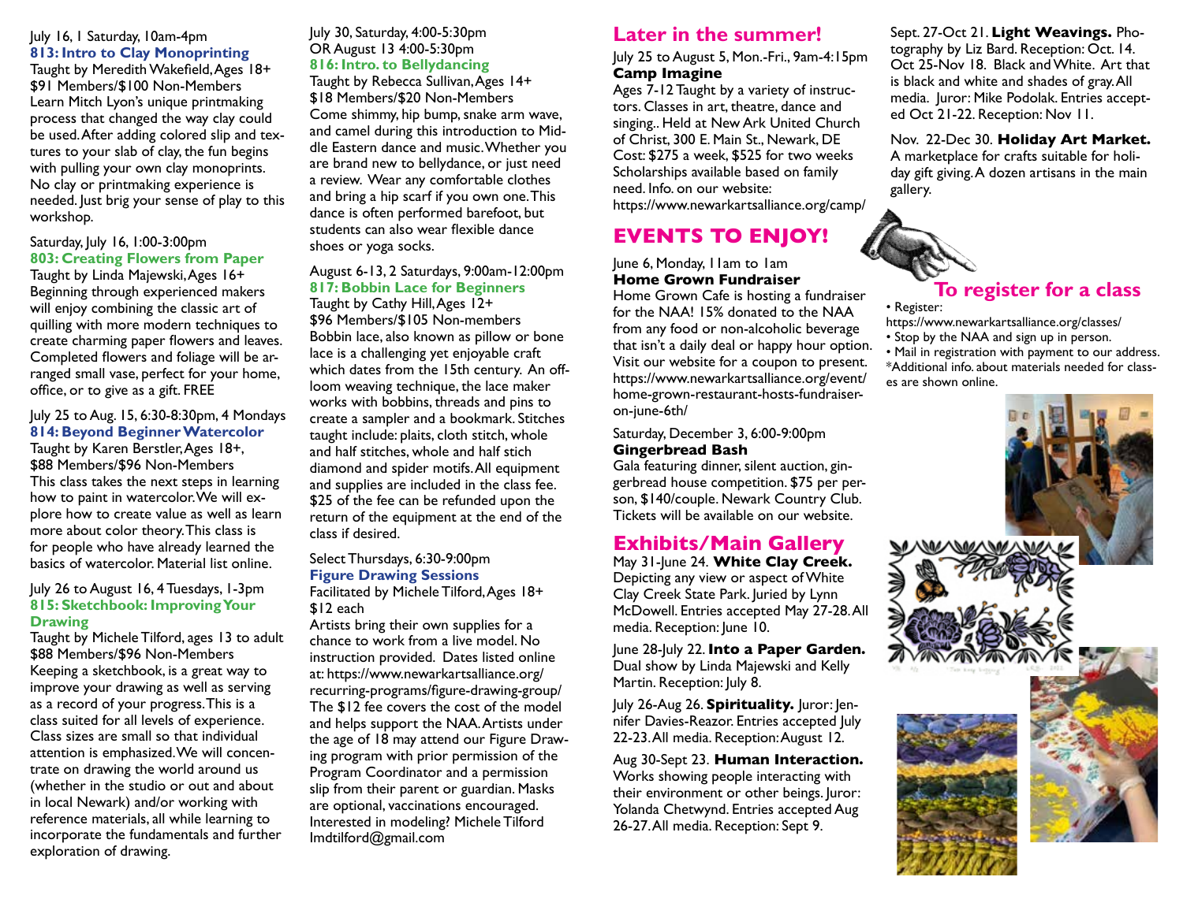July 16, 1 Saturday, 10am-4pm

**813: Intro to Clay Monoprinting**

Taught by Meredith Wakefield, Ages 18+
$91 Members/$100 Non-Members
Learn Mitch Lyon's unique printmaking process that changed the way clay could be used. After adding colored slip and textures to your slab of clay, the fun begins with pulling your own clay monoprints. No clay or printmaking experience is needed. Just brig your sense of play to this workshop.

Saturday, July 16, 1:00-3:00pm

**803: Creating Flowers from Paper**

Taught by Linda Majewski, Ages 16+
Beginning through experienced makers will enjoy combining the classic art of quilling with more modern techniques to create charming paper flowers and leaves. Completed flowers and foliage will be arranged small vase, perfect for your home, office, or to give as a gift. FREE

July 25 to Aug. 15, 6:30-8:30pm, 4 Mondays

**814: Beyond Beginner Watercolor**

Taught by Karen Berstler, Ages 18+,
$88 Members/$96 Non-Members
This class takes the next steps in learning how to paint in watercolor. We will explore how to create value as well as learn more about color theory. This class is for people who have already learned the basics of watercolor. Material list online.

July 26 to August 16, 4 Tuesdays, 1-3pm

**815: Sketchbook: Improving Your Drawing**

Taught by Michele Tilford, ages 13 to adult
$88 Members/$96 Non-Members
Keeping a sketchbook, is a great way to improve your drawing as well as serving as a record of your progress. This is a class suited for all levels of experience. Class sizes are small so that individual attention is emphasized. We will concentrate on drawing the world around us (whether in the studio or out and about in local Newark) and/or working with reference materials, all while learning to incorporate the fundamentals and further exploration of drawing.

July 30, Saturday, 4:00-5:30pm
OR August 13 4:00-5:30pm

**816: Intro. to Bellydancing**

Taught by Rebecca Sullivan, Ages 14+
$18 Members/$20 Non-Members
Come shimmy, hip bump, snake arm wave, and camel during this introduction to Middle Eastern dance and music. Whether you are brand new to bellydance, or just need a review. Wear any comfortable clothes and bring a hip scarf if you own one. This dance is often performed barefoot, but students can also wear flexible dance shoes or yoga socks.

August 6-13, 2 Saturdays, 9:00am-12:00pm

**817: Bobbin Lace for Beginners**

Taught by Cathy Hill, Ages 12+
$96 Members/$105 Non-members
Bobbin lace, also known as pillow or bone lace is a challenging yet enjoyable craft which dates from the 15th century. An off-loom weaving technique, the lace maker works with bobbins, threads and pins to create a sampler and a bookmark. Stitches taught include: plaits, cloth stitch, whole and half stitches, whole and half stich diamond and spider motifs. All equipment and supplies are included in the class fee. $25 of the fee can be refunded upon the return of the equipment at the end of the class if desired.

Select Thursdays, 6:30-9:00pm

**Figure Drawing Sessions**

Facilitated by Michele Tilford, Ages 18+
$12 each
Artists bring their own supplies for a chance to work from a live model. No instruction provided. Dates listed online at: https://www.newarkartsalliance.org/recurring-programs/figure-drawing-group/ The $12 fee covers the cost of the model and helps support the NAA. Artists under the age of 18 may attend our Figure Drawing program with prior permission of the Program Coordinator and a permission slip from their parent or guardian. Masks are optional, vaccinations encouraged. Interested in modeling? Michele Tilford lmdtilford@gmail.com

## Later in the summer!

July 25 to August 5, Mon.-Fri., 9am-4:15pm
**Camp Imagine**
Ages 7-12 Taught by a variety of instructors. Classes in art, theatre, dance and singing.. Held at New Ark United Church of Christ, 300 E. Main St., Newark, DE Cost: $275 a week, $525 for two weeks Scholarships available based on family need. Info. on our website: https://www.newarkartsalliance.org/camp/

## EVENTS TO ENJOY!

June 6, Monday, 11am to 1am
**Home Grown Fundraiser**
Home Grown Cafe is hosting a fundraiser for the NAA! 15% donated to the NAA from any food or non-alcoholic beverage that isn't a daily deal or happy hour option. Visit our website for a coupon to present. https://www.newarkartsalliance.org/event/home-grown-restaurant-hosts-fundraiser-on-june-6th/

Saturday, December 3, 6:00-9:00pm
**Gingerbread Bash**
Gala featuring dinner, silent auction, gingerbread house competition. $75 per person, $140/couple. Newark Country Club. Tickets will be available on our website.

## Exhibits/Main Gallery

May 31-June 24. **White Clay Creek.** Depicting any view or aspect of White Clay Creek State Park. Juried by Lynn McDowell. Entries accepted May 27-28. All media. Reception: June 10.

June 28-July 22. **Into a Paper Garden.** Dual show by Linda Majewski and Kelly Martin. Reception: July 8.

July 26-Aug 26. **Spirituality.** Juror: Jennifer Davies-Reazor. Entries accepted July 22-23. All media. Reception: August 12.

Aug 30-Sept 23. **Human Interaction.** Works showing people interacting with their environment or other beings. Juror: Yolanda Chetwynd. Entries accepted Aug 26-27. All media. Reception: Sept 9.

Sept. 27-Oct 21. **Light Weavings.** Photography by Liz Bard. Reception: Oct. 14. Oct 25-Nov 18. Black and White. Art that is black and white and shades of gray. All media. Juror: Mike Podolak. Entries accepted Oct 21-22. Reception: Nov 11.

Nov. 22-Dec 30. **Holiday Art Market.** A marketplace for crafts suitable for holiday gift giving. A dozen artisans in the main gallery.

## To register for a class

- Register: https://www.newarkartsalliance.org/classes/
- Stop by the NAA and sign up in person.
- Mail in registration with payment to our address.

*Additional info. about materials needed for classes are shown online.